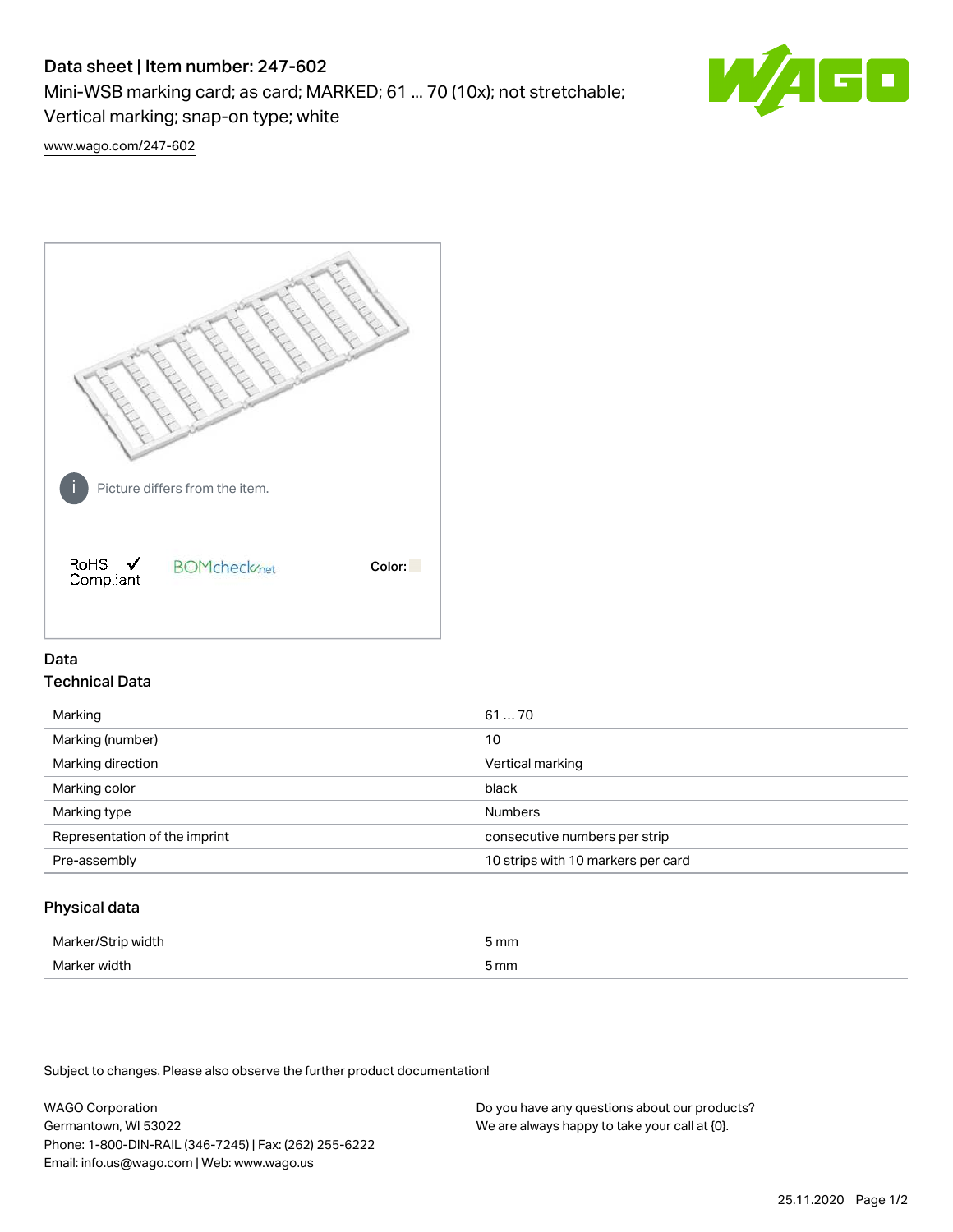# Data sheet | Item number: 247-602

Mini-WSB marking card; as card; MARKED; 61 ... 70 (10x); not stretchable; Vertical marking; snap-on type; white

www.wago.com/247-602

Picture differs from the item.

RoHS ✓ Compliant

BOMcheck.net

Color:

## Data

### Technical Data

| | |
|---|---|
| Marking | 61 … 70 |
| Marking (number) | 10 |
| Marking direction | Vertical marking |
| Marking color | black |
| Marking type | Numbers |
| Representation of the imprint | consecutive numbers per strip |
| Pre-assembly | 10 strips with 10 markers per card |

### Physical data

| | |
|---|---|
| Marker/Strip width | 5 mm |
| Marker width | 5 mm |

Subject to changes. Please also observe the further product documentation!

WAGO Corporation
Germantown, WI 53022
Phone: 1-800-DIN-RAIL (346-7245) | Fax: (262) 255-6222
Email: info.us@wago.com | Web: www.wago.us

Do you have any questions about our products?
We are always happy to take your call at {0}.

25.11.2020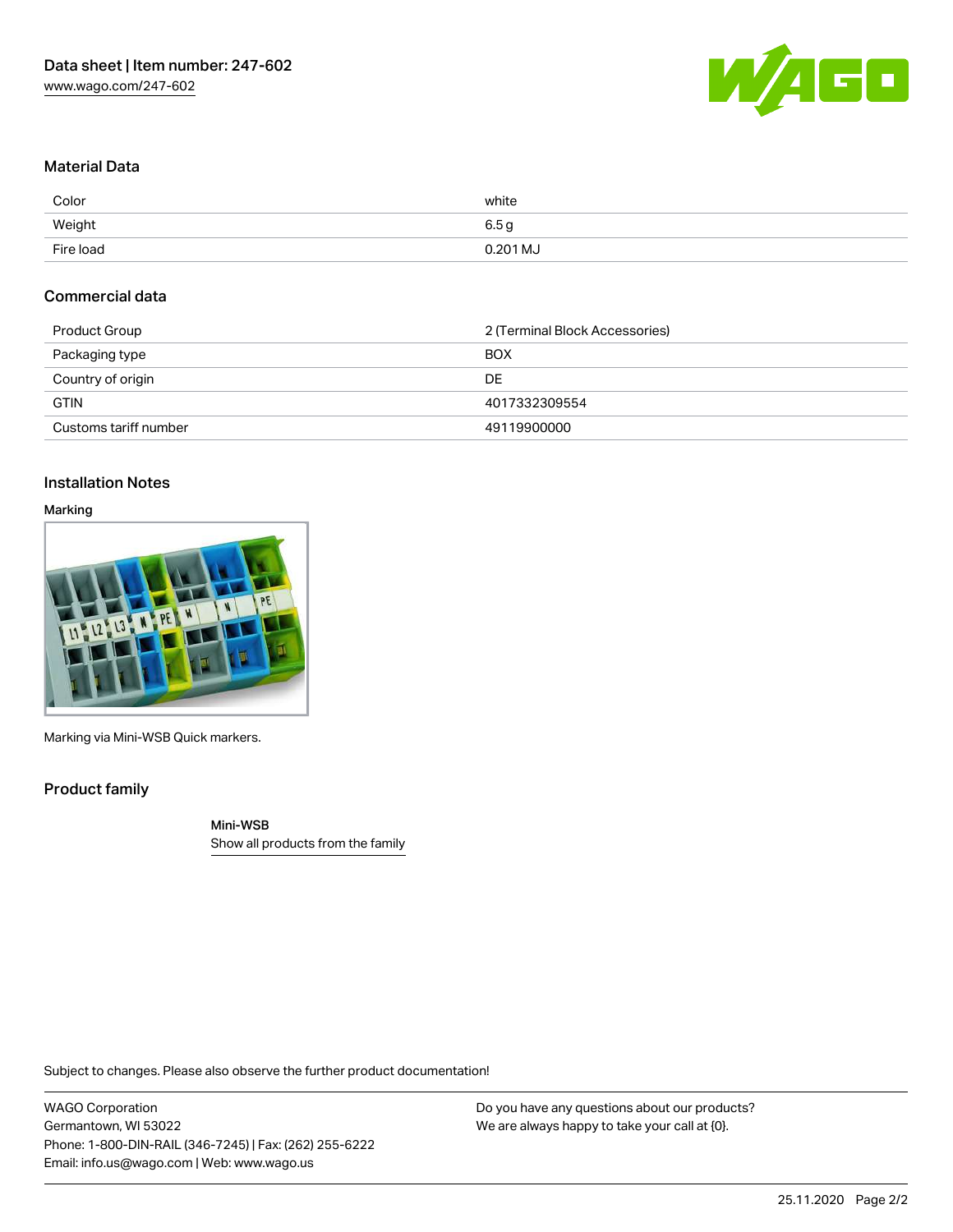## Material Data

| | |
|---|---|
| Color | white |
| Weight | 6.5 g |
| Fire load | 0.201 MJ |

## Commercial data

| | |
|---|---|
| Product Group | 2 (Terminal Block Accessories) |
| Packaging type | BOX |
| Country of origin | DE |
| GTIN | 4017332309554 |
| Customs tariff number | 49119900000 |

## Installation Notes

### Marking

Marking via Mini-WSB Quick markers.

## Product family

Mini-WSB
Show all products from the family

Subject to changes. Please also observe the further product documentation!

WAGO Corporation
Germantown, WI 53022
Phone: 1-800-DIN-RAIL (346-7245) | Fax: (262) 255-6222
Email: info.us@wago.com | Web: www.wago.us

Do you have any questions about our products?
We are always happy to take your call at {0}.

25.11.2020